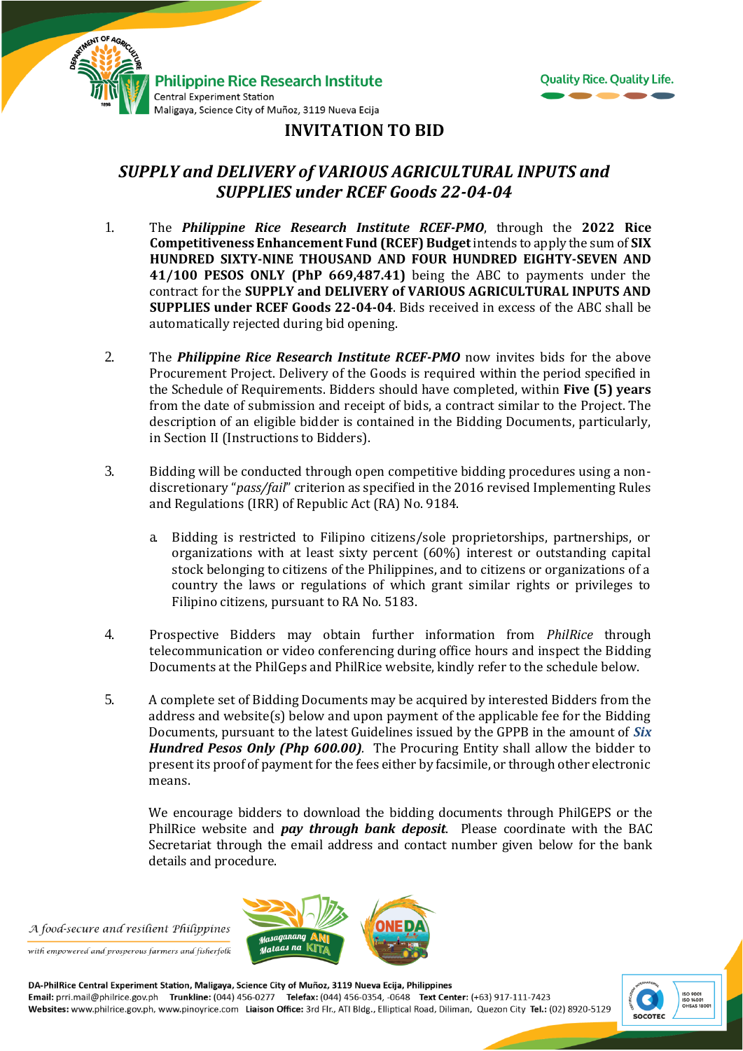# INVITATION TO BID

## *SUPPLY and DELIVERY of VARIOUS AGRICULTURAL INPUTS and SUPPLIES under RCEF Goods 22-04-04*

1. The ***Philippine Rice Research Institute RCEF-PMO***, through the **2022 Rice Competitiveness Enhancement Fund (RCEF) Budget** intends to apply the sum of **SIX HUNDRED SIXTY-NINE THOUSAND AND FOUR HUNDRED EIGHTY-SEVEN AND 41/100 PESOS ONLY (PhP 669,487.41)** being the ABC to payments under the contract for the **SUPPLY and DELIVERY of VARIOUS AGRICULTURAL INPUTS AND SUPPLIES under RCEF Goods 22-04-04**. Bids received in excess of the ABC shall be automatically rejected during bid opening.

2. The ***Philippine Rice Research Institute RCEF-PMO*** now invites bids for the above Procurement Project. Delivery of the Goods is required within the period specified in the Schedule of Requirements. Bidders should have completed, within **Five (5) years** from the date of submission and receipt of bids, a contract similar to the Project. The description of an eligible bidder is contained in the Bidding Documents, particularly, in Section II (Instructions to Bidders).

3. Bidding will be conducted through open competitive bidding procedures using a non-discretionary "*pass/fail*" criterion as specified in the 2016 revised Implementing Rules and Regulations (IRR) of Republic Act (RA) No. 9184.

   a. Bidding is restricted to Filipino citizens/sole proprietorships, partnerships, or organizations with at least sixty percent (60%) interest or outstanding capital stock belonging to citizens of the Philippines, and to citizens or organizations of a country the laws or regulations of which grant similar rights or privileges to Filipino citizens, pursuant to RA No. 5183.

4. Prospective Bidders may obtain further information from *PhilRice* through telecommunication or video conferencing during office hours and inspect the Bidding Documents at the PhilGeps and PhilRice website, kindly refer to the schedule below.

5. A complete set of Bidding Documents may be acquired by interested Bidders from the address and website(s) below and upon payment of the applicable fee for the Bidding Documents, pursuant to the latest Guidelines issued by the GPPB in the amount of ***Six Hundred Pesos Only (Php 600.00)***. The Procuring Entity shall allow the bidder to present its proof of payment for the fees either by facsimile, or through other electronic means.

   We encourage bidders to download the bidding documents through PhilGEPS or the PhilRice website and ***pay through bank deposit***. Please coordinate with the BAC Secretariat through the email address and contact number given below for the bank details and procedure.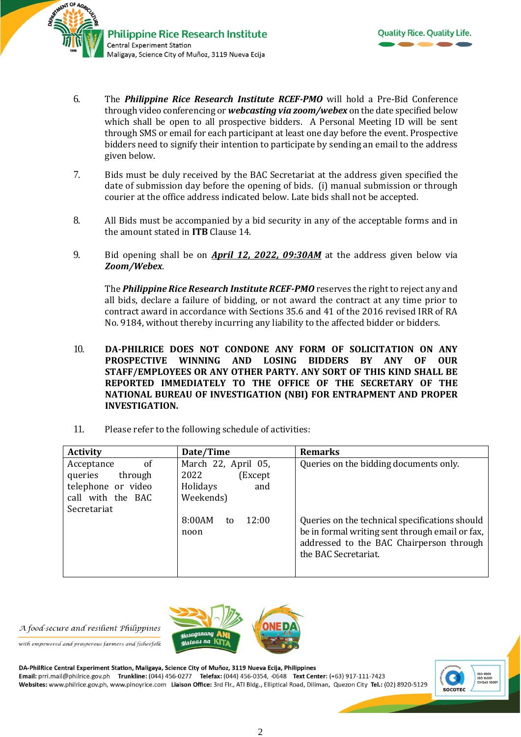6. The ***Philippine Rice Research Institute RCEF-PMO*** will hold a Pre-Bid Conference through video conferencing or ***webcasting via zoom/webex*** on the date specified below which shall be open to all prospective bidders. A Personal Meeting ID will be sent through SMS or email for each participant at least one day before the event. Prospective bidders need to signify their intention to participate by sending an email to the address given below.

7. Bids must be duly received by the BAC Secretariat at the address given specified the date of submission day before the opening of bids. (i) manual submission or through courier at the office address indicated below. Late bids shall not be accepted.

8. All Bids must be accompanied by a bid security in any of the acceptable forms and in the amount stated in **ITB** Clause 14.

9. Bid opening shall be on ***<u>April 12, 2022, 09:30AM</u>*** at the address given below via ***Zoom/Webex***.

   The ***Philippine Rice Research Institute RCEF-PMO*** reserves the right to reject any and all bids, declare a failure of bidding, or not award the contract at any time prior to contract award in accordance with Sections 35.6 and 41 of the 2016 revised IRR of RA No. 9184, without thereby incurring any liability to the affected bidder or bidders.

10. **DA-PHILRICE DOES NOT CONDONE ANY FORM OF SOLICITATION ON ANY PROSPECTIVE WINNING AND LOSING BIDDERS BY ANY OF OUR STAFF/EMPLOYEES OR ANY OTHER PARTY. ANY SORT OF THIS KIND SHALL BE REPORTED IMMEDIATELY TO THE OFFICE OF THE SECRETARY OF THE NATIONAL BUREAU OF INVESTIGATION (NBI) FOR ENTRAPMENT AND PROPER INVESTIGATION.**

11. Please refer to the following schedule of activities:

| Activity | Date/Time | Remarks |
|---|---|---|
| Acceptance of queries through telephone or video call with the BAC Secretariat | March 22, April 05, 2022 (Except Holidays and Weekends)<br><br>8:00AM to 12:00 noon | Queries on the bidding documents only.<br><br>Queries on the technical specifications should be in formal writing sent through email or fax, addressed to the BAC Chairperson through the BAC Secretariat. |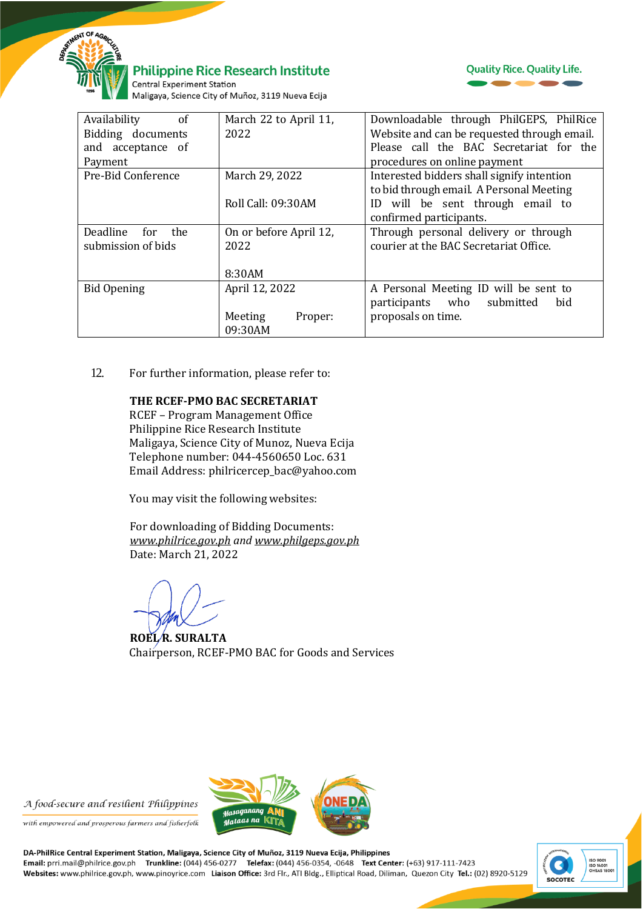| | | |
|---|---|---|
| Availability of Bidding documents and acceptance of Payment | March 22 to April 11, 2022 | Downloadable through PhilGEPS, PhilRice Website and can be requested through email. Please call the BAC Secretariat for the procedures on online payment |
| Pre-Bid Conference | March 29, 2022<br><br>Roll Call: 09:30AM | Interested bidders shall signify intention to bid through email. A Personal Meeting ID will be sent through email to confirmed participants. |
| Deadline for the submission of bids | On or before April 12, 2022<br><br>8:30AM | Through personal delivery or through courier at the BAC Secretariat Office. |
| Bid Opening | April 12, 2022<br><br>Meeting Proper: 09:30AM | A Personal Meeting ID will be sent to participants who submitted bid proposals on time. |

12. For further information, please refer to:

**THE RCEF-PMO BAC SECRETARIAT**
RCEF – Program Management Office
Philippine Rice Research Institute
Maligaya, Science City of Munoz, Nueva Ecija
Telephone number: 044-4560650 Loc. 631
Email Address: philricercep_bac@yahoo.com

You may visit the following websites:

For downloading of Bidding Documents:
*www.philrice.gov.ph and www.philgeps.gov.ph*
Date: March 21, 2022

**ROEL R. SURALTA**
Chairperson, RCEF-PMO BAC for Goods and Services